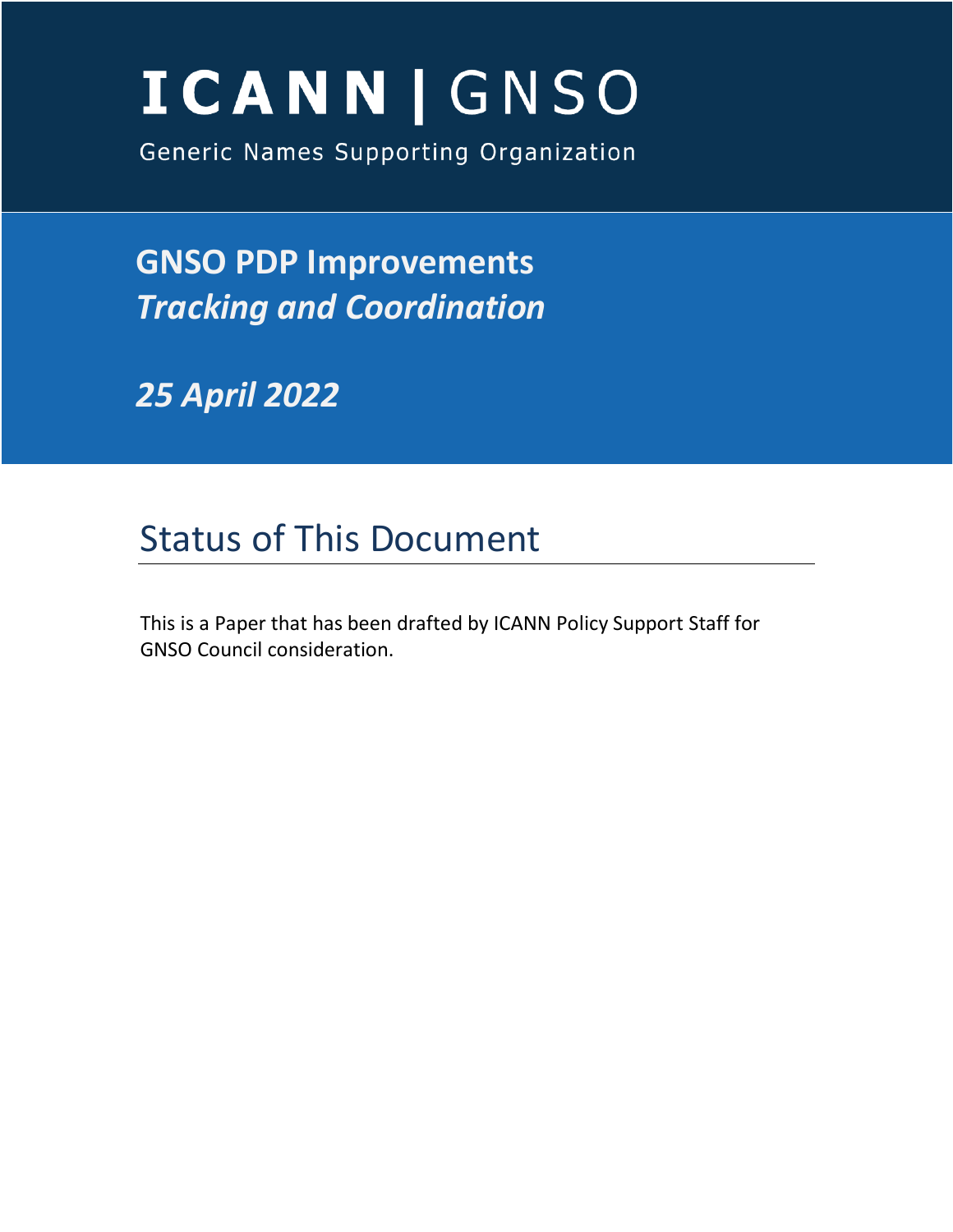# ICANN | GNSO

Generic Names Supporting Organization

## GNSO PDP Improvements
## *Tracking and Coordination*

## *25 April 2022*

## Status of This Document

This is a Paper that has been drafted by ICANN Policy Support Staff for GNSO Council consideration.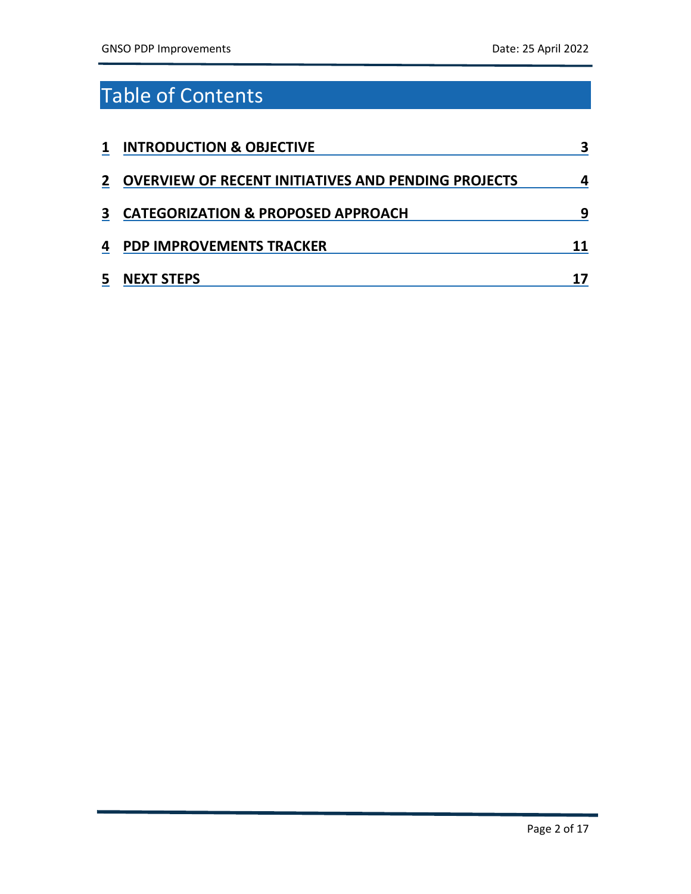# Table of Contents

1 INTRODUCTION & OBJECTIVE ........ 3

2 OVERVIEW OF RECENT INITIATIVES AND PENDING PROJECTS ........ 4

3 CATEGORIZATION & PROPOSED APPROACH ........ 9

4 PDP IMPROVEMENTS TRACKER ........ 11

5 NEXT STEPS ........ 17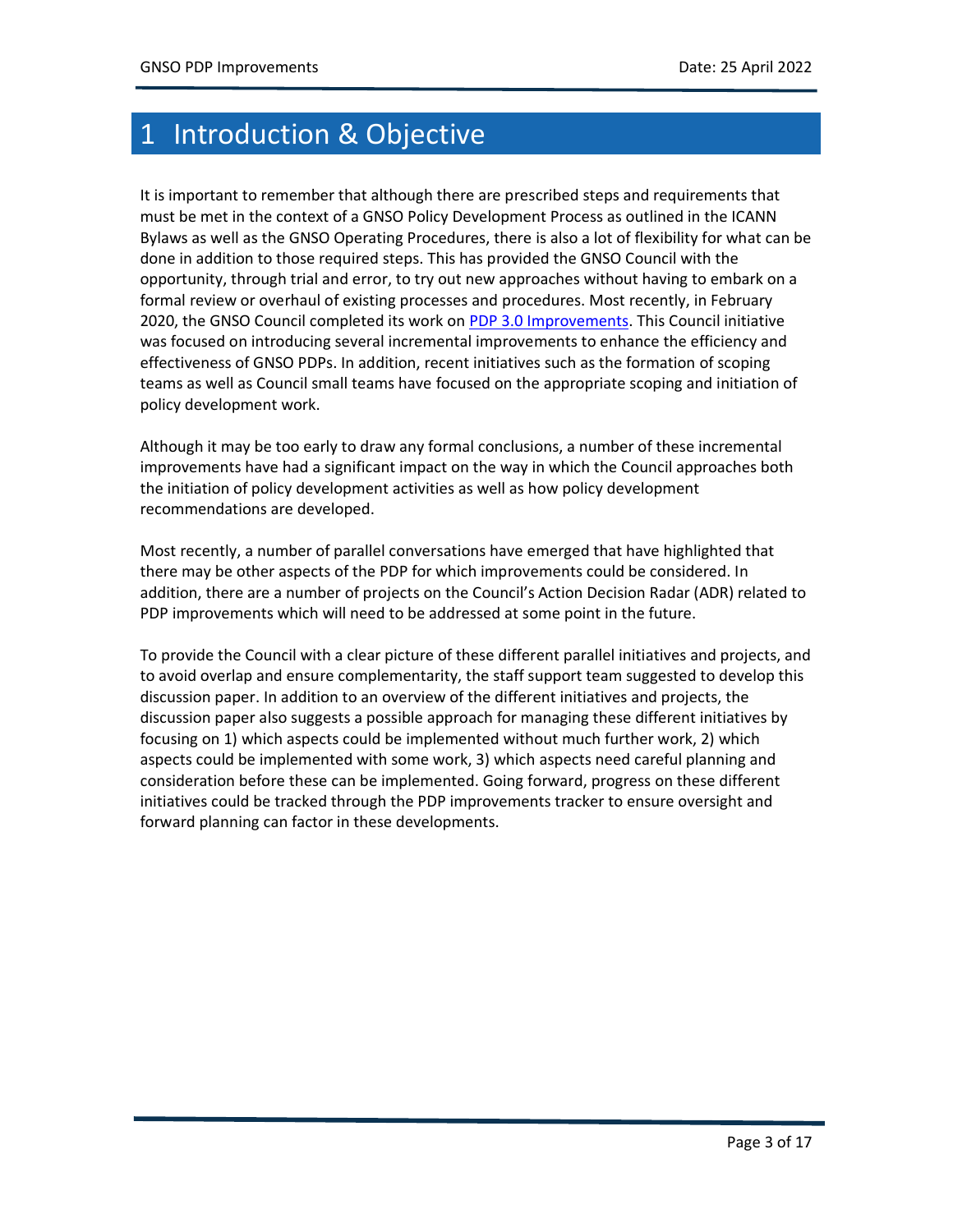# 1 Introduction & Objective

It is important to remember that although there are prescribed steps and requirements that must be met in the context of a GNSO Policy Development Process as outlined in the ICANN Bylaws as well as the GNSO Operating Procedures, there is also a lot of flexibility for what can be done in addition to those required steps. This has provided the GNSO Council with the opportunity, through trial and error, to try out new approaches without having to embark on a formal review or overhaul of existing processes and procedures. Most recently, in February 2020, the GNSO Council completed its work on PDP 3.0 Improvements. This Council initiative was focused on introducing several incremental improvements to enhance the efficiency and effectiveness of GNSO PDPs. In addition, recent initiatives such as the formation of scoping teams as well as Council small teams have focused on the appropriate scoping and initiation of policy development work.

Although it may be too early to draw any formal conclusions, a number of these incremental improvements have had a significant impact on the way in which the Council approaches both the initiation of policy development activities as well as how policy development recommendations are developed.

Most recently, a number of parallel conversations have emerged that have highlighted that there may be other aspects of the PDP for which improvements could be considered. In addition, there are a number of projects on the Council's Action Decision Radar (ADR) related to PDP improvements which will need to be addressed at some point in the future.

To provide the Council with a clear picture of these different parallel initiatives and projects, and to avoid overlap and ensure complementarity, the staff support team suggested to develop this discussion paper. In addition to an overview of the different initiatives and projects, the discussion paper also suggests a possible approach for managing these different initiatives by focusing on 1) which aspects could be implemented without much further work, 2) which aspects could be implemented with some work, 3) which aspects need careful planning and consideration before these can be implemented. Going forward, progress on these different initiatives could be tracked through the PDP improvements tracker to ensure oversight and forward planning can factor in these developments.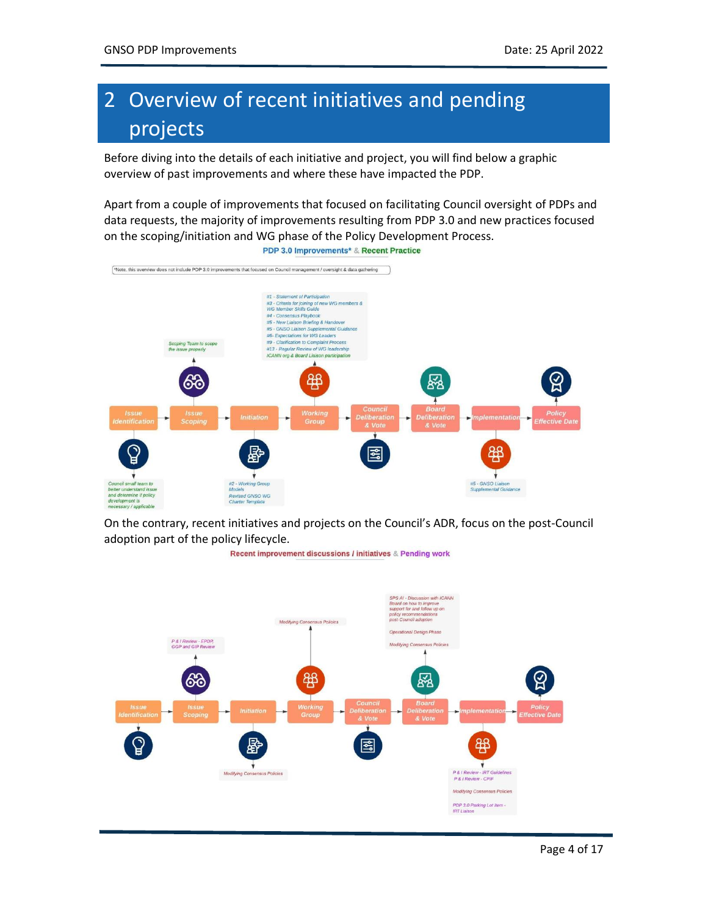# 2 Overview of recent initiatives and pending projects

Before diving into the details of each initiative and project, you will find below a graphic overview of past improvements and where these have impacted the PDP.

Apart from a couple of improvements that focused on facilitating Council oversight of PDPs and data requests, the majority of improvements resulting from PDP 3.0 and new practices focused on the scoping/initiation and WG phase of the Policy Development Process.

**PDP 3.0 Improvements* & Recent Practice**

*Note, this overview does not include PDP 3.0 improvements that focused on Council management / oversight & data gathering

Issue Identification → Issue Scoping → Initiation → Working Group → Council Deliberation & Vote → Board Deliberation & Vote → Implementation → Policy Effective Date

- Issue Identification: Council small team to better understand issue and determine if policy development is necessary / applicable
- Issue Scoping: Scoping Team to scope the issue properly
- Initiation: #2 - Working Group Models; Revised GNSO WG Charter Template
- Working Group: #1 - Statement of Participation; #3 - Criteria for joining of new WG members & WG Member Skills Guide; #4 - Consensus Playbook; #5 - New Liaison Briefing & Handover; #5 - GNSO Liaison Supplemental Guidance; #6 - Expectations for WG Leaders; #9 - Clarification to Complaint Process; #13 - Regular Review of WG leadership; ICANN org & Board Liaison participation
- Implementation: #5 - GNSO Liaison Supplemental Guidance

On the contrary, recent initiatives and projects on the Council's ADR, focus on the post-Council adoption part of the policy lifecycle.

**Recent improvement discussions / initiatives & Pending work**

Issue Identification → Issue Scoping → Initiation → Working Group → Council Deliberation & Vote → Board Deliberation & Vote → Implementation → Policy Effective Date

- Issue Scoping: P & I Review - EPDP, GGP and GIP Review
- Initiation: Modifying Consensus Policies
- Working Group: Modifying Consensus Policies
- Board Deliberation & Vote: SPS AI - Discussion with ICANN Board on how to improve support for and follow up on policy recommendations post-Council adoption; Operational Design Phase; Modifying Consensus Policies
- Implementation: P & I Review - IRT Guidelines; P & I Review - CPIF; Modifying Consensus Policies; PDP 3.0 Parking Lot Item - IRT Liaison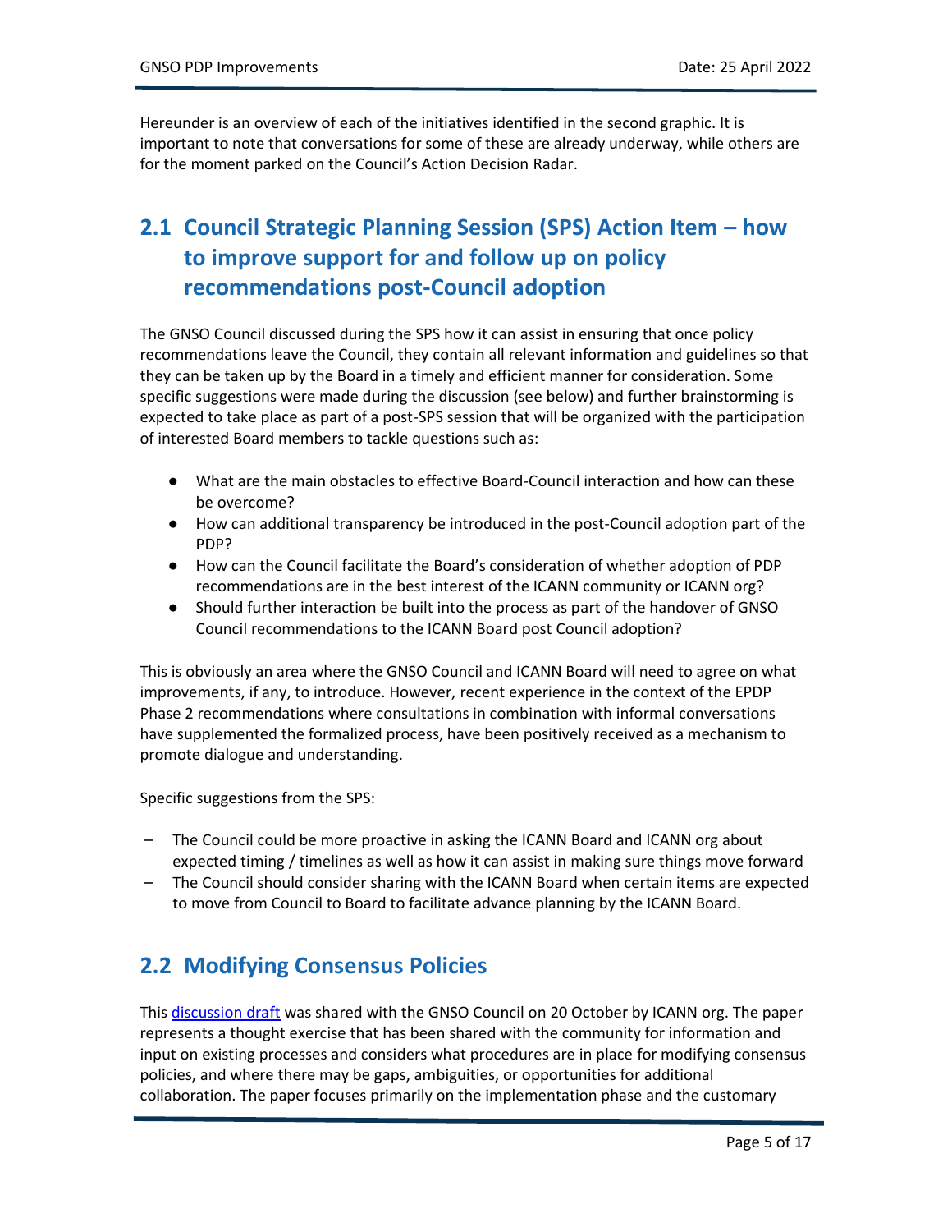Hereunder is an overview of each of the initiatives identified in the second graphic. It is important to note that conversations for some of these are already underway, while others are for the moment parked on the Council's Action Decision Radar.

## 2.1 Council Strategic Planning Session (SPS) Action Item – how to improve support for and follow up on policy recommendations post-Council adoption

The GNSO Council discussed during the SPS how it can assist in ensuring that once policy recommendations leave the Council, they contain all relevant information and guidelines so that they can be taken up by the Board in a timely and efficient manner for consideration. Some specific suggestions were made during the discussion (see below) and further brainstorming is expected to take place as part of a post-SPS session that will be organized with the participation of interested Board members to tackle questions such as:

- What are the main obstacles to effective Board-Council interaction and how can these be overcome?
- How can additional transparency be introduced in the post-Council adoption part of the PDP?
- How can the Council facilitate the Board's consideration of whether adoption of PDP recommendations are in the best interest of the ICANN community or ICANN org?
- Should further interaction be built into the process as part of the handover of GNSO Council recommendations to the ICANN Board post Council adoption?

This is obviously an area where the GNSO Council and ICANN Board will need to agree on what improvements, if any, to introduce. However, recent experience in the context of the EPDP Phase 2 recommendations where consultations in combination with informal conversations have supplemented the formalized process, have been positively received as a mechanism to promote dialogue and understanding.

Specific suggestions from the SPS:

- The Council could be more proactive in asking the ICANN Board and ICANN org about expected timing / timelines as well as how it can assist in making sure things move forward
- The Council should consider sharing with the ICANN Board when certain items are expected to move from Council to Board to facilitate advance planning by the ICANN Board.

## 2.2 Modifying Consensus Policies

This [discussion draft] was shared with the GNSO Council on 20 October by ICANN org. The paper represents a thought exercise that has been shared with the community for information and input on existing processes and considers what procedures are in place for modifying consensus policies, and where there may be gaps, ambiguities, or opportunities for additional collaboration. The paper focuses primarily on the implementation phase and the customary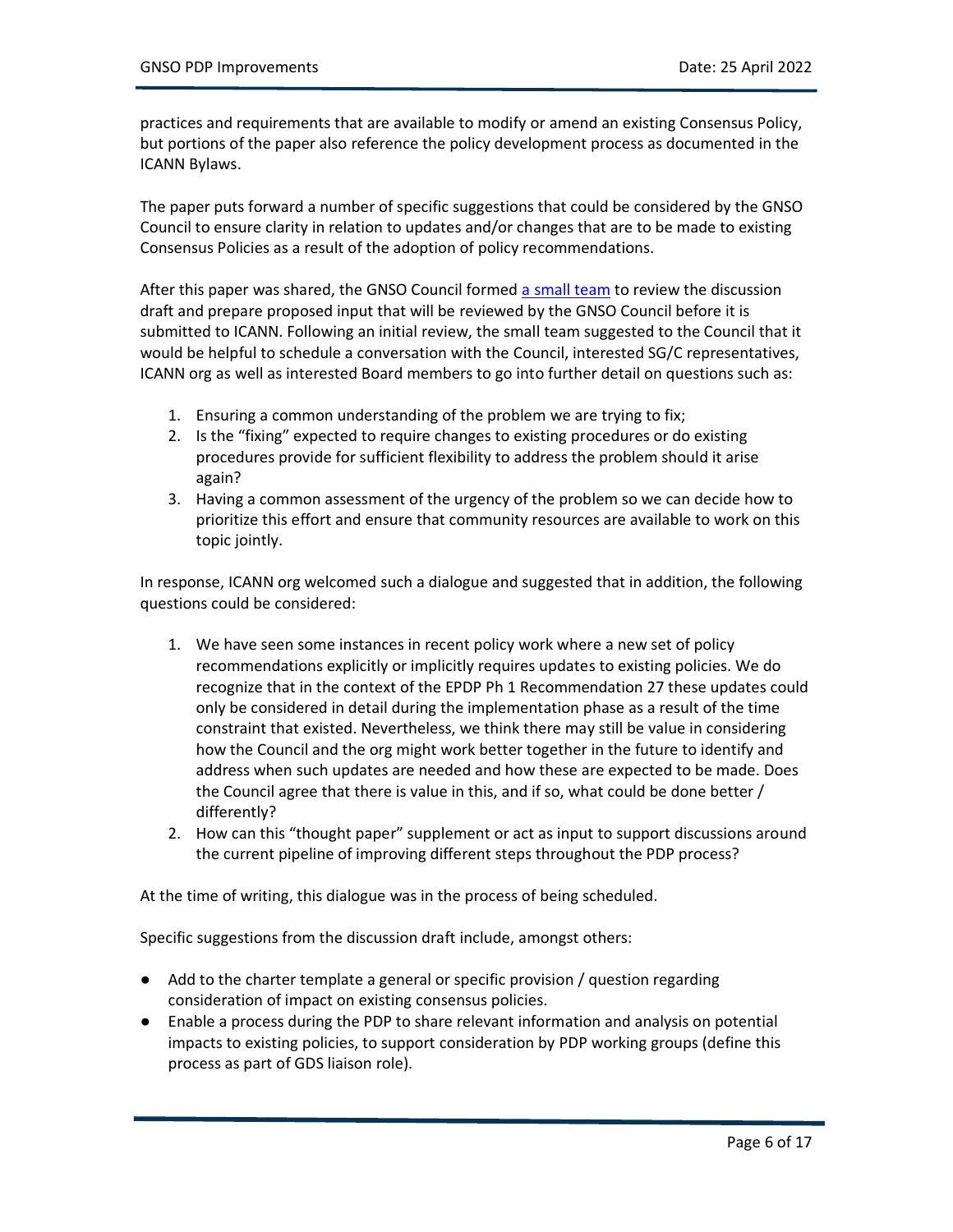practices and requirements that are available to modify or amend an existing Consensus Policy, but portions of the paper also reference the policy development process as documented in the ICANN Bylaws.

The paper puts forward a number of specific suggestions that could be considered by the GNSO Council to ensure clarity in relation to updates and/or changes that are to be made to existing Consensus Policies as a result of the adoption of policy recommendations.

After this paper was shared, the GNSO Council formed [a small team](#) to review the discussion draft and prepare proposed input that will be reviewed by the GNSO Council before it is submitted to ICANN. Following an initial review, the small team suggested to the Council that it would be helpful to schedule a conversation with the Council, interested SG/C representatives, ICANN org as well as interested Board members to go into further detail on questions such as:

1. Ensuring a common understanding of the problem we are trying to fix;
2. Is the "fixing" expected to require changes to existing procedures or do existing procedures provide for sufficient flexibility to address the problem should it arise again?
3. Having a common assessment of the urgency of the problem so we can decide how to prioritize this effort and ensure that community resources are available to work on this topic jointly.

In response, ICANN org welcomed such a dialogue and suggested that in addition, the following questions could be considered:

1. We have seen some instances in recent policy work where a new set of policy recommendations explicitly or implicitly requires updates to existing policies. We do recognize that in the context of the EPDP Ph 1 Recommendation 27 these updates could only be considered in detail during the implementation phase as a result of the time constraint that existed. Nevertheless, we think there may still be value in considering how the Council and the org might work better together in the future to identify and address when such updates are needed and how these are expected to be made. Does the Council agree that there is value in this, and if so, what could be done better / differently?
2. How can this "thought paper" supplement or act as input to support discussions around the current pipeline of improving different steps throughout the PDP process?

At the time of writing, this dialogue was in the process of being scheduled.

Specific suggestions from the discussion draft include, amongst others:

- Add to the charter template a general or specific provision / question regarding consideration of impact on existing consensus policies.
- Enable a process during the PDP to share relevant information and analysis on potential impacts to existing policies, to support consideration by PDP working groups (define this process as part of GDS liaison role).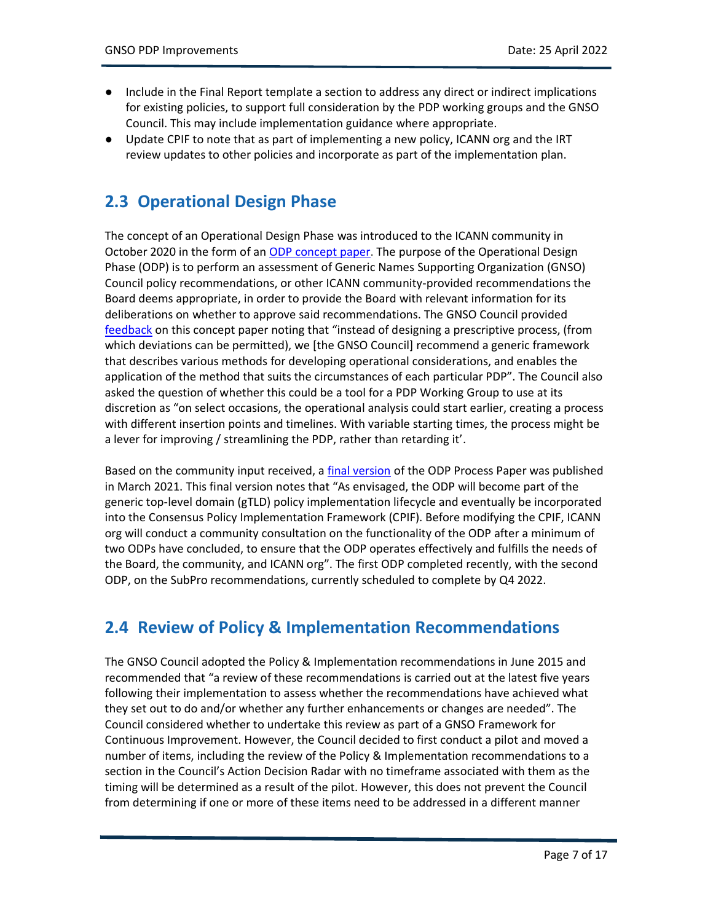- Include in the Final Report template a section to address any direct or indirect implications for existing policies, to support full consideration by the PDP working groups and the GNSO Council. This may include implementation guidance where appropriate.
- Update CPIF to note that as part of implementing a new policy, ICANN org and the IRT review updates to other policies and incorporate as part of the implementation plan.

## 2.3 Operational Design Phase

The concept of an Operational Design Phase was introduced to the ICANN community in October 2020 in the form of an ODP concept paper. The purpose of the Operational Design Phase (ODP) is to perform an assessment of Generic Names Supporting Organization (GNSO) Council policy recommendations, or other ICANN community-provided recommendations the Board deems appropriate, in order to provide the Board with relevant information for its deliberations on whether to approve said recommendations. The GNSO Council provided feedback on this concept paper noting that "instead of designing a prescriptive process, (from which deviations can be permitted), we [the GNSO Council] recommend a generic framework that describes various methods for developing operational considerations, and enables the application of the method that suits the circumstances of each particular PDP". The Council also asked the question of whether this could be a tool for a PDP Working Group to use at its discretion as "on select occasions, the operational analysis could start earlier, creating a process with different insertion points and timelines. With variable starting times, the process might be a lever for improving / streamlining the PDP, rather than retarding it'.

Based on the community input received, a final version of the ODP Process Paper was published in March 2021. This final version notes that "As envisaged, the ODP will become part of the generic top-level domain (gTLD) policy implementation lifecycle and eventually be incorporated into the Consensus Policy Implementation Framework (CPIF). Before modifying the CPIF, ICANN org will conduct a community consultation on the functionality of the ODP after a minimum of two ODPs have concluded, to ensure that the ODP operates effectively and fulfills the needs of the Board, the community, and ICANN org". The first ODP completed recently, with the second ODP, on the SubPro recommendations, currently scheduled to complete by Q4 2022.

## 2.4 Review of Policy & Implementation Recommendations

The GNSO Council adopted the Policy & Implementation recommendations in June 2015 and recommended that "a review of these recommendations is carried out at the latest five years following their implementation to assess whether the recommendations have achieved what they set out to do and/or whether any further enhancements or changes are needed". The Council considered whether to undertake this review as part of a GNSO Framework for Continuous Improvement. However, the Council decided to first conduct a pilot and moved a number of items, including the review of the Policy & Implementation recommendations to a section in the Council's Action Decision Radar with no timeframe associated with them as the timing will be determined as a result of the pilot. However, this does not prevent the Council from determining if one or more of these items need to be addressed in a different manner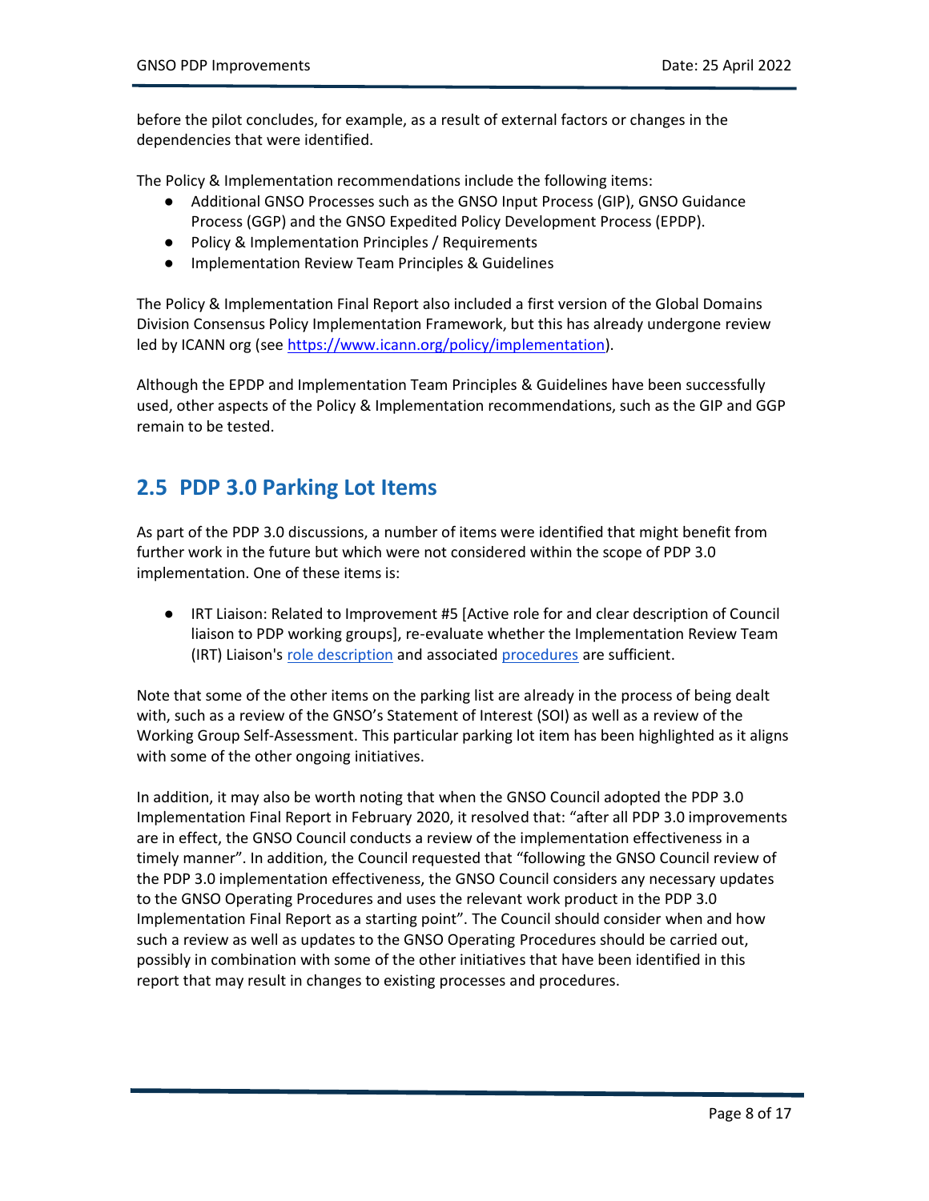before the pilot concludes, for example, as a result of external factors or changes in the dependencies that were identified.

The Policy & Implementation recommendations include the following items:

- Additional GNSO Processes such as the GNSO Input Process (GIP), GNSO Guidance Process (GGP) and the GNSO Expedited Policy Development Process (EPDP).
- Policy & Implementation Principles / Requirements
- Implementation Review Team Principles & Guidelines

The Policy & Implementation Final Report also included a first version of the Global Domains Division Consensus Policy Implementation Framework, but this has already undergone review led by ICANN org (see [https://www.icann.org/policy/implementation](https://www.icann.org/policy/implementation)).

Although the EPDP and Implementation Team Principles & Guidelines have been successfully used, other aspects of the Policy & Implementation recommendations, such as the GIP and GGP remain to be tested.

## 2.5 PDP 3.0 Parking Lot Items

As part of the PDP 3.0 discussions, a number of items were identified that might benefit from further work in the future but which were not considered within the scope of PDP 3.0 implementation. One of these items is:

- IRT Liaison: Related to Improvement #5 [Active role for and clear description of Council liaison to PDP working groups], re-evaluate whether the Implementation Review Team (IRT) Liaison's role description and associated procedures are sufficient.

Note that some of the other items on the parking list are already in the process of being dealt with, such as a review of the GNSO's Statement of Interest (SOI) as well as a review of the Working Group Self-Assessment. This particular parking lot item has been highlighted as it aligns with some of the other ongoing initiatives.

In addition, it may also be worth noting that when the GNSO Council adopted the PDP 3.0 Implementation Final Report in February 2020, it resolved that: "after all PDP 3.0 improvements are in effect, the GNSO Council conducts a review of the implementation effectiveness in a timely manner". In addition, the Council requested that "following the GNSO Council review of the PDP 3.0 implementation effectiveness, the GNSO Council considers any necessary updates to the GNSO Operating Procedures and uses the relevant work product in the PDP 3.0 Implementation Final Report as a starting point". The Council should consider when and how such a review as well as updates to the GNSO Operating Procedures should be carried out, possibly in combination with some of the other initiatives that have been identified in this report that may result in changes to existing processes and procedures.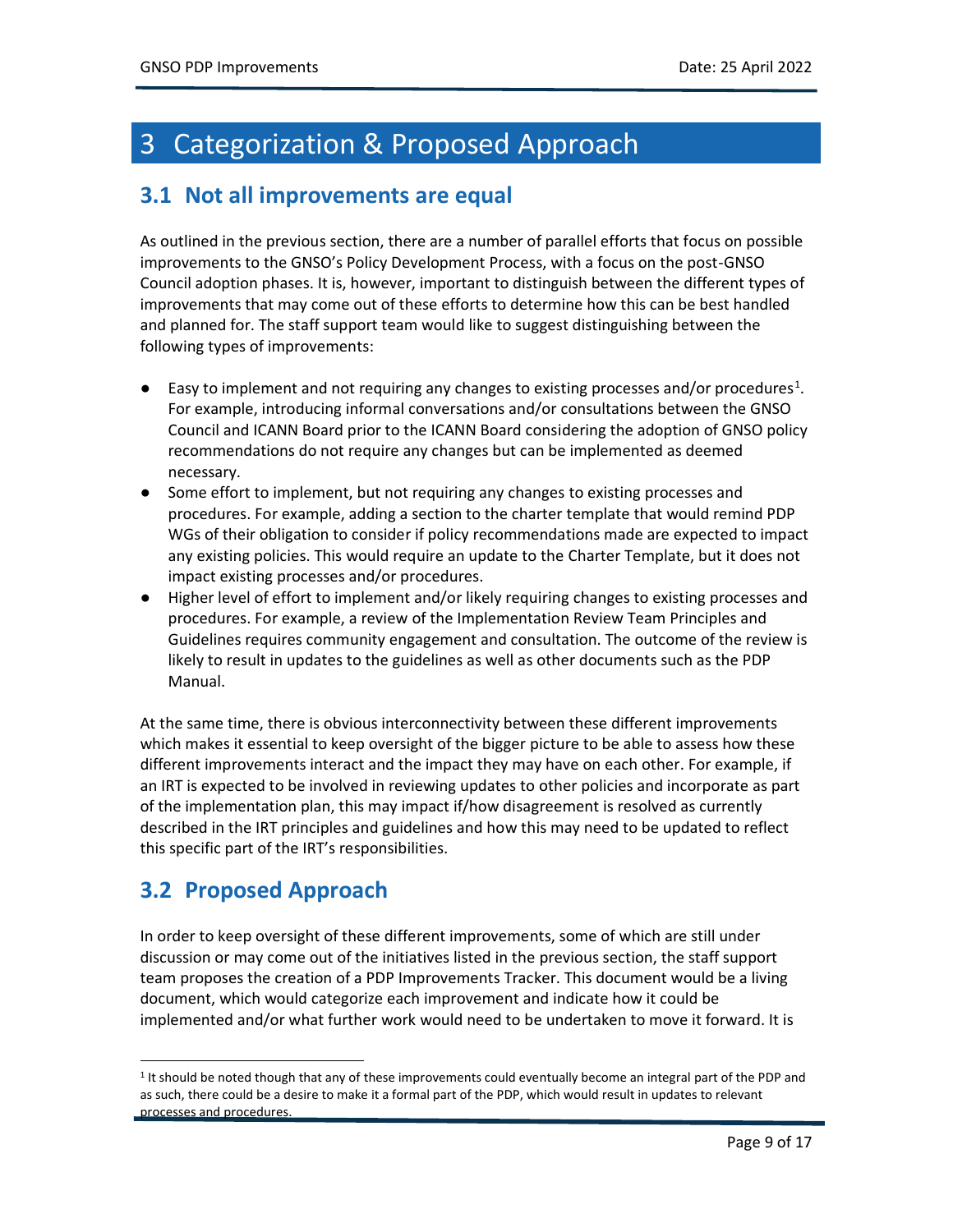# 3 Categorization & Proposed Approach

## 3.1 Not all improvements are equal

As outlined in the previous section, there are a number of parallel efforts that focus on possible improvements to the GNSO's Policy Development Process, with a focus on the post-GNSO Council adoption phases. It is, however, important to distinguish between the different types of improvements that may come out of these efforts to determine how this can be best handled and planned for. The staff support team would like to suggest distinguishing between the following types of improvements:

- Easy to implement and not requiring any changes to existing processes and/or procedures[1]. For example, introducing informal conversations and/or consultations between the GNSO Council and ICANN Board prior to the ICANN Board considering the adoption of GNSO policy recommendations do not require any changes but can be implemented as deemed necessary.
- Some effort to implement, but not requiring any changes to existing processes and procedures. For example, adding a section to the charter template that would remind PDP WGs of their obligation to consider if policy recommendations made are expected to impact any existing policies. This would require an update to the Charter Template, but it does not impact existing processes and/or procedures.
- Higher level of effort to implement and/or likely requiring changes to existing processes and procedures. For example, a review of the Implementation Review Team Principles and Guidelines requires community engagement and consultation. The outcome of the review is likely to result in updates to the guidelines as well as other documents such as the PDP Manual.

At the same time, there is obvious interconnectivity between these different improvements which makes it essential to keep oversight of the bigger picture to be able to assess how these different improvements interact and the impact they may have on each other. For example, if an IRT is expected to be involved in reviewing updates to other policies and incorporate as part of the implementation plan, this may impact if/how disagreement is resolved as currently described in the IRT principles and guidelines and how this may need to be updated to reflect this specific part of the IRT's responsibilities.

## 3.2 Proposed Approach

In order to keep oversight of these different improvements, some of which are still under discussion or may come out of the initiatives listed in the previous section, the staff support team proposes the creation of a PDP Improvements Tracker. This document would be a living document, which would categorize each improvement and indicate how it could be implemented and/or what further work would need to be undertaken to move it forward. It is

[1] It should be noted though that any of these improvements could eventually become an integral part of the PDP and as such, there could be a desire to make it a formal part of the PDP, which would result in updates to relevant processes and procedures.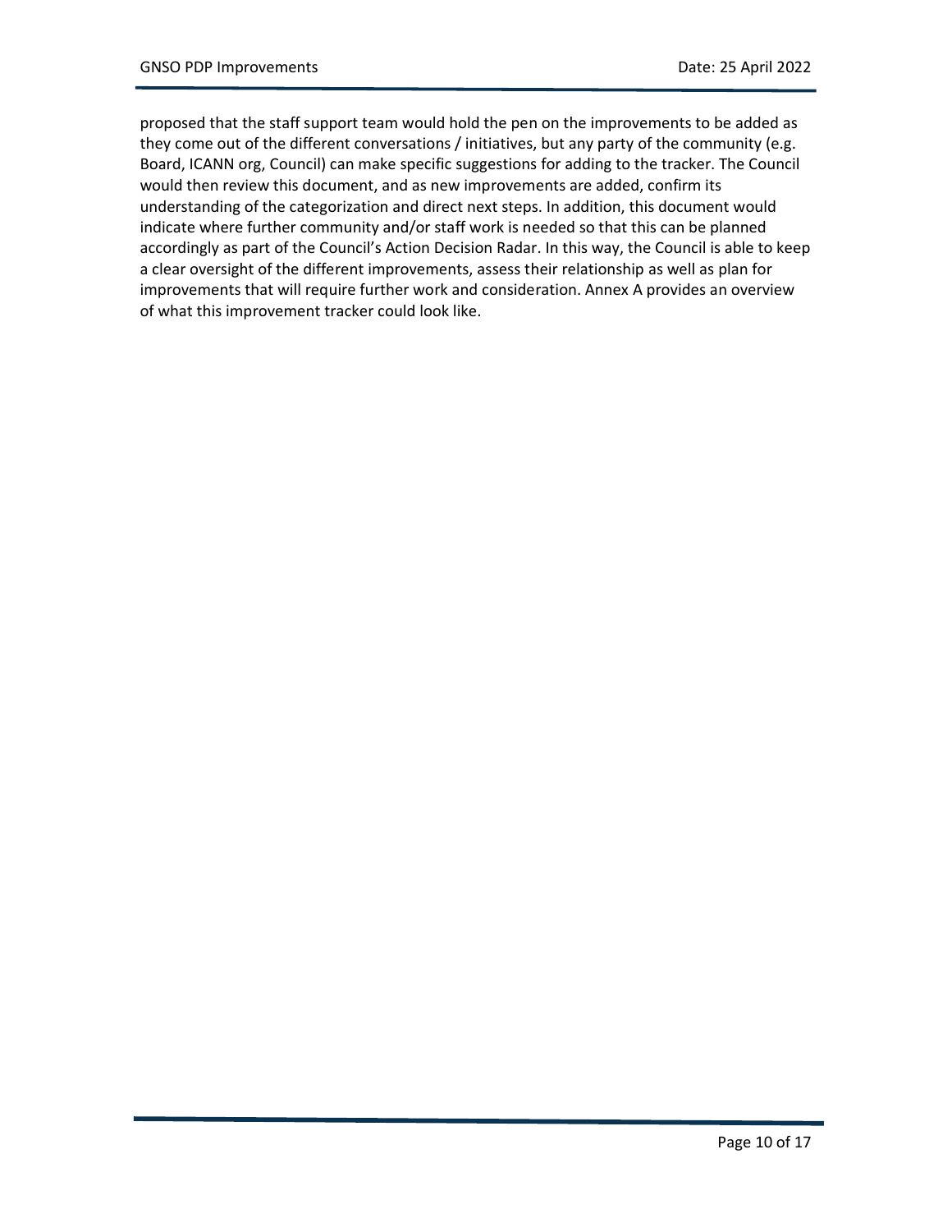proposed that the staff support team would hold the pen on the improvements to be added as they come out of the different conversations / initiatives, but any party of the community (e.g. Board, ICANN org, Council) can make specific suggestions for adding to the tracker. The Council would then review this document, and as new improvements are added, confirm its understanding of the categorization and direct next steps. In addition, this document would indicate where further community and/or staff work is needed so that this can be planned accordingly as part of the Council's Action Decision Radar. In this way, the Council is able to keep a clear oversight of the different improvements, assess their relationship as well as plan for improvements that will require further work and consideration. Annex A provides an overview of what this improvement tracker could look like.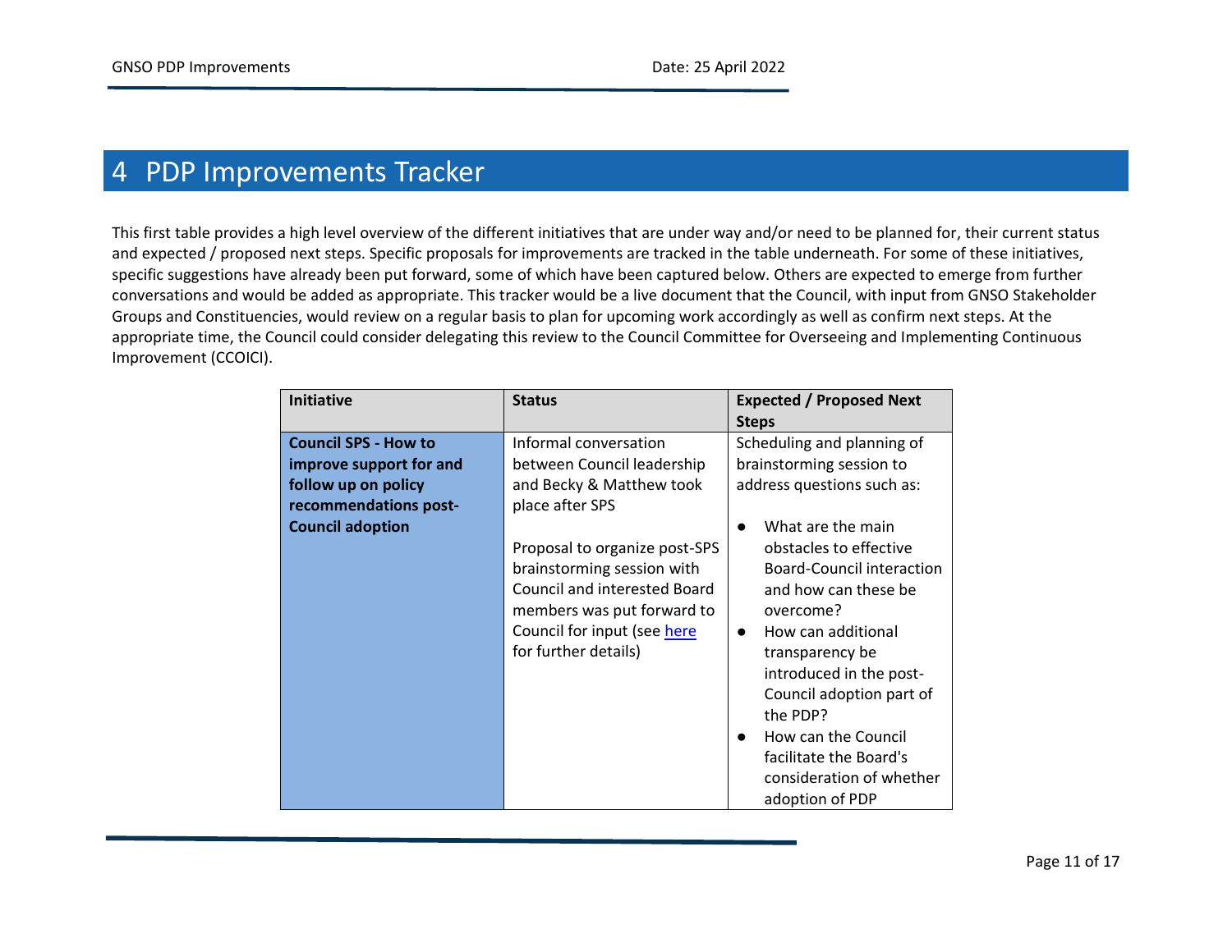# 4 PDP Improvements Tracker

This first table provides a high level overview of the different initiatives that are under way and/or need to be planned for, their current status and expected / proposed next steps. Specific proposals for improvements are tracked in the table underneath. For some of these initiatives, specific suggestions have already been put forward, some of which have been captured below. Others are expected to emerge from further conversations and would be added as appropriate. This tracker would be a live document that the Council, with input from GNSO Stakeholder Groups and Constituencies, would review on a regular basis to plan for upcoming work accordingly as well as confirm next steps. At the appropriate time, the Council could consider delegating this review to the Council Committee for Overseeing and Implementing Continuous Improvement (CCOICI).

| Initiative | Status | Expected / Proposed Next Steps |
|---|---|---|
| **Council SPS - How to improve support for and follow up on policy recommendations post-Council adoption** | Informal conversation between Council leadership and Becky & Matthew took place after SPS<br><br>Proposal to organize post-SPS brainstorming session with Council and interested Board members was put forward to Council for input (see [here]() for further details) | Scheduling and planning of brainstorming session to address questions such as:<br><br>● What are the main obstacles to effective Board-Council interaction and how can these be overcome?<br>● How can additional transparency be introduced in the post-Council adoption part of the PDP?<br>● How can the Council facilitate the Board's consideration of whether adoption of PDP |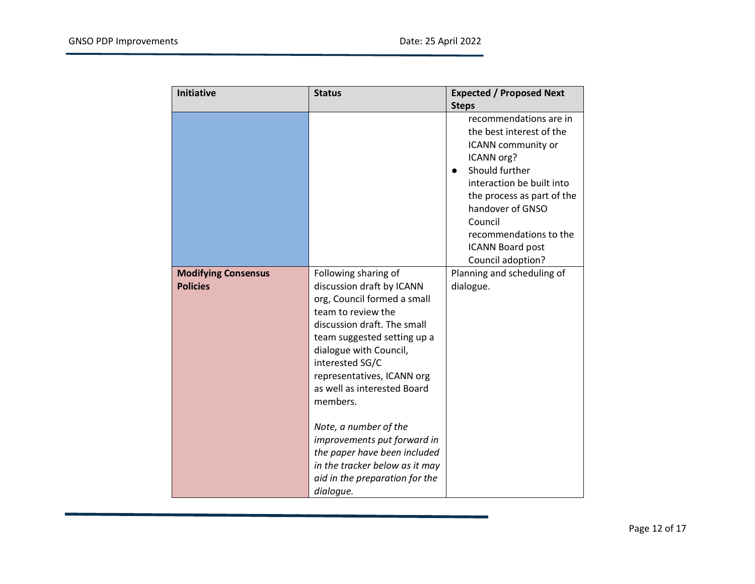| Initiative | Status | Expected / Proposed Next Steps |
| --- | --- | --- |
| | | recommendations are in the best interest of the ICANN community or ICANN org?<br>● Should further interaction be built into the process as part of the handover of GNSO Council recommendations to the ICANN Board post Council adoption? |
| **Modifying Consensus Policies** | Following sharing of discussion draft by ICANN org, Council formed a small team to review the discussion draft. The small team suggested setting up a dialogue with Council, interested SG/C representatives, ICANN org as well as interested Board members.<br><br>*Note, a number of the improvements put forward in the paper have been included in the tracker below as it may aid in the preparation for the dialogue.* | Planning and scheduling of dialogue. |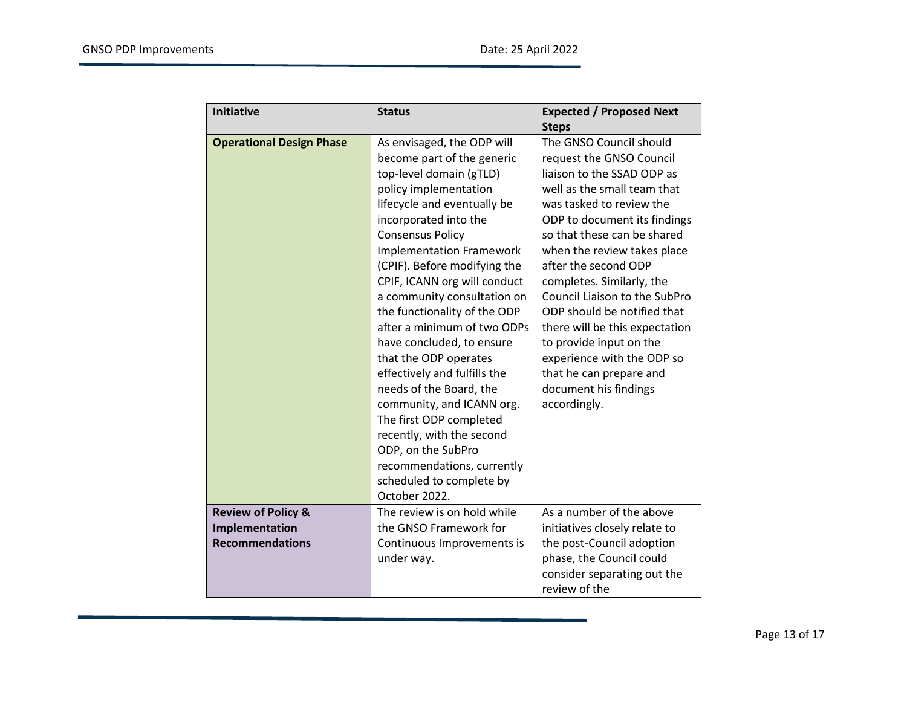| Initiative | Status | Expected / Proposed Next Steps |
| --- | --- | --- |
| **Operational Design Phase** | As envisaged, the ODP will become part of the generic top-level domain (gTLD) policy implementation lifecycle and eventually be incorporated into the Consensus Policy Implementation Framework (CPIF). Before modifying the CPIF, ICANN org will conduct a community consultation on the functionality of the ODP after a minimum of two ODPs have concluded, to ensure that the ODP operates effectively and fulfills the needs of the Board, the community, and ICANN org. The first ODP completed recently, with the second ODP, on the SubPro recommendations, currently scheduled to complete by October 2022. | The GNSO Council should request the GNSO Council liaison to the SSAD ODP as well as the small team that was tasked to review the ODP to document its findings so that these can be shared when the review takes place after the second ODP completes. Similarly, the Council Liaison to the SubPro ODP should be notified that there will be this expectation to provide input on the experience with the ODP so that he can prepare and document his findings accordingly. |
| **Review of Policy & Implementation Recommendations** | The review is on hold while the GNSO Framework for Continuous Improvements is under way. | As a number of the above initiatives closely relate to the post-Council adoption phase, the Council could consider separating out the review of the |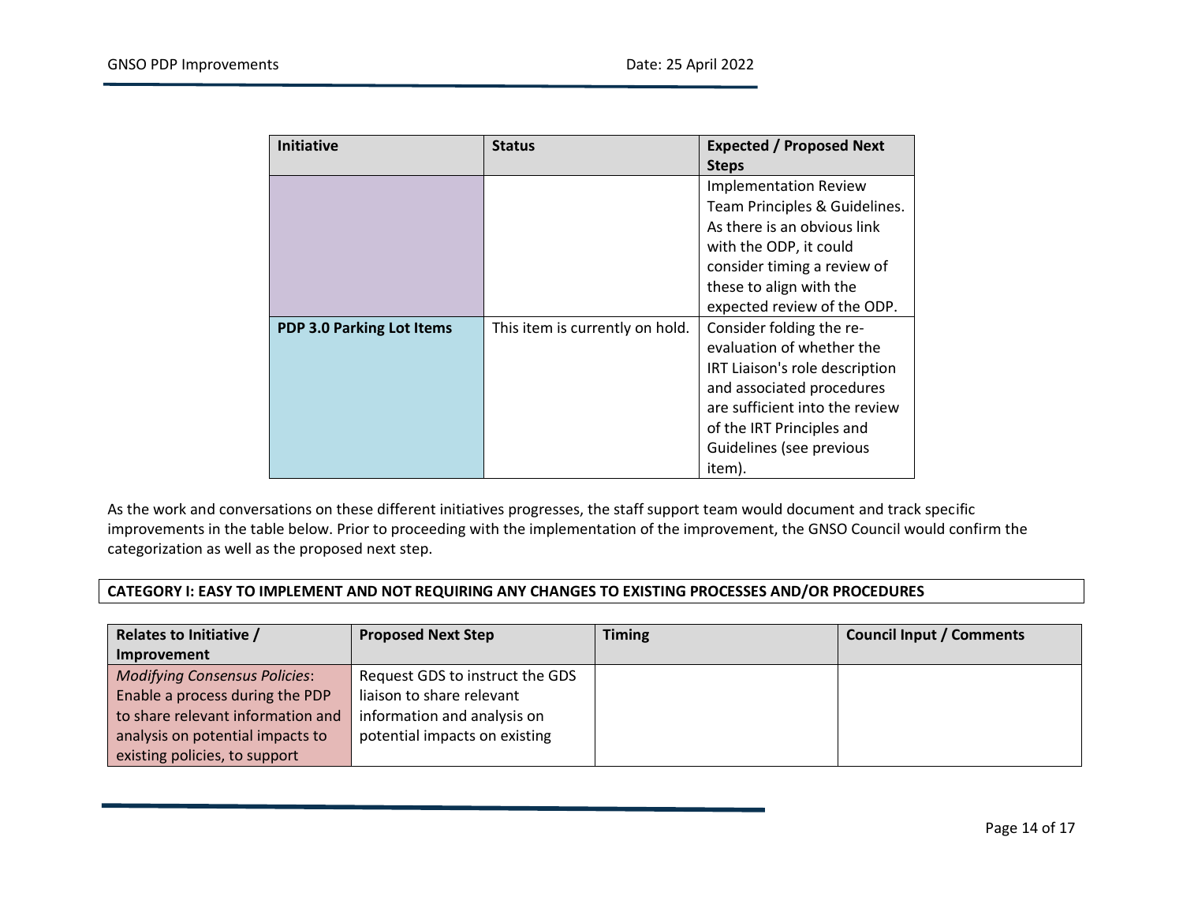| Initiative | Status | Expected / Proposed Next Steps |
|---|---|---|
| | | Implementation Review Team Principles & Guidelines. As there is an obvious link with the ODP, it could consider timing a review of these to align with the expected review of the ODP. |
| **PDP 3.0 Parking Lot Items** | This item is currently on hold. | Consider folding the re-evaluation of whether the IRT Liaison's role description and associated procedures are sufficient into the review of the IRT Principles and Guidelines (see previous item). |

As the work and conversations on these different initiatives progresses, the staff support team would document and track specific improvements in the table below. Prior to proceeding with the implementation of the improvement, the GNSO Council would confirm the categorization as well as the proposed next step.

**CATEGORY I: EASY TO IMPLEMENT AND NOT REQUIRING ANY CHANGES TO EXISTING PROCESSES AND/OR PROCEDURES**

| Relates to Initiative / Improvement | Proposed Next Step | Timing | Council Input / Comments |
|---|---|---|---|
| *Modifying Consensus Policies*: Enable a process during the PDP to share relevant information and analysis on potential impacts to existing policies, to support | Request GDS to instruct the GDS liaison to share relevant information and analysis on potential impacts on existing | | |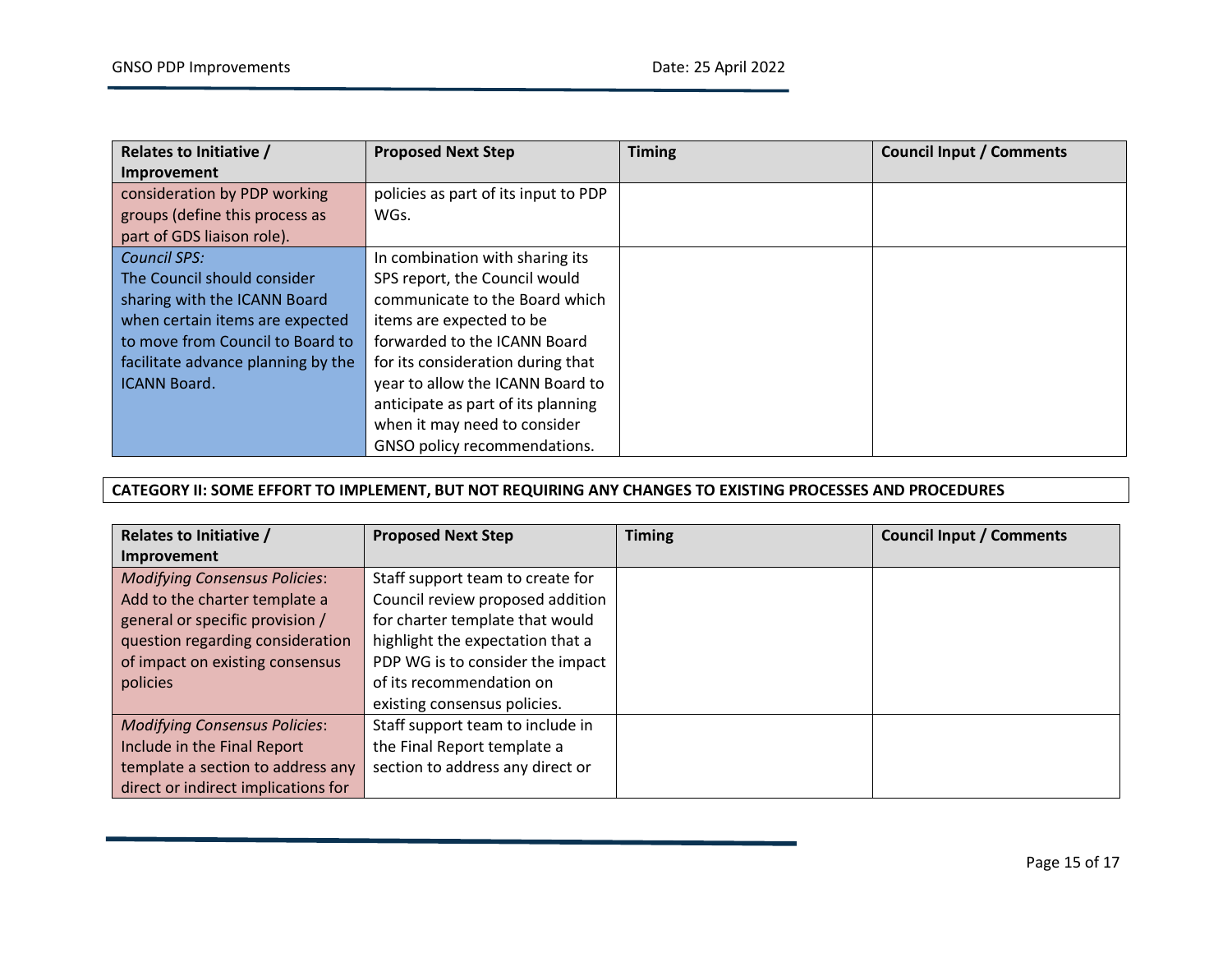| Relates to Initiative / Improvement | Proposed Next Step | Timing | Council Input / Comments |
|---|---|---|---|
| consideration by PDP working groups (define this process as part of GDS liaison role). | policies as part of its input to PDP WGs. | | |
| *Council SPS:* The Council should consider sharing with the ICANN Board when certain items are expected to move from Council to Board to facilitate advance planning by the ICANN Board. | In combination with sharing its SPS report, the Council would communicate to the Board which items are expected to be forwarded to the ICANN Board for its consideration during that year to allow the ICANN Board to anticipate as part of its planning when it may need to consider GNSO policy recommendations. | | |

**CATEGORY II: SOME EFFORT TO IMPLEMENT, BUT NOT REQUIRING ANY CHANGES TO EXISTING PROCESSES AND PROCEDURES**

| Relates to Initiative / Improvement | Proposed Next Step | Timing | Council Input / Comments |
|---|---|---|---|
| *Modifying Consensus Policies*: Add to the charter template a general or specific provision / question regarding consideration of impact on existing consensus policies | Staff support team to create for Council review proposed addition for charter template that would highlight the expectation that a PDP WG is to consider the impact of its recommendation on existing consensus policies. | | |
| *Modifying Consensus Policies*: Include in the Final Report template a section to address any direct or indirect implications for | Staff support team to include in the Final Report template a section to address any direct or | | |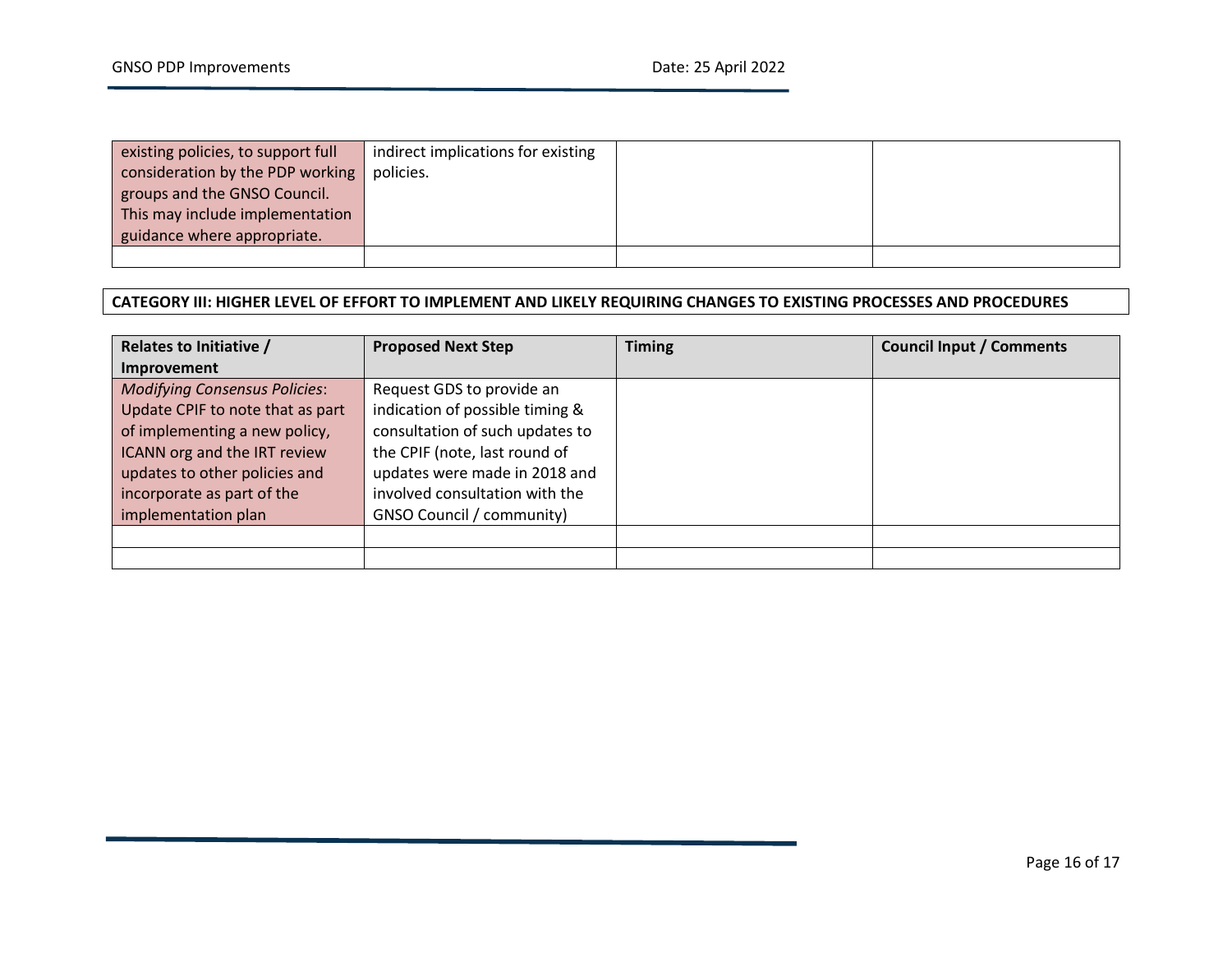| | | | |
|---|---|---|---|
| existing policies, to support full consideration by the PDP working groups and the GNSO Council. This may include implementation guidance where appropriate. | indirect implications for existing policies. | | |
| | | | |

**CATEGORY III: HIGHER LEVEL OF EFFORT TO IMPLEMENT AND LIKELY REQUIRING CHANGES TO EXISTING PROCESSES AND PROCEDURES**

| Relates to Initiative / Improvement | Proposed Next Step | Timing | Council Input / Comments |
|---|---|---|---|
| *Modifying Consensus Policies*: Update CPIF to note that as part of implementing a new policy, ICANN org and the IRT review updates to other policies and incorporate as part of the implementation plan | Request GDS to provide an indication of possible timing & consultation of such updates to the CPIF (note, last round of updates were made in 2018 and involved consultation with the GNSO Council / community) | | |
| | | | |
| | | | |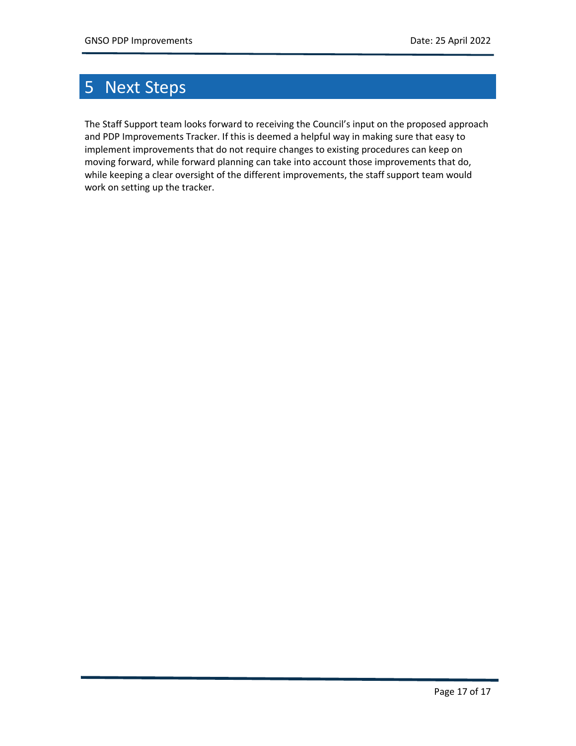# 5 Next Steps

The Staff Support team looks forward to receiving the Council's input on the proposed approach and PDP Improvements Tracker. If this is deemed a helpful way in making sure that easy to implement improvements that do not require changes to existing procedures can keep on moving forward, while forward planning can take into account those improvements that do, while keeping a clear oversight of the different improvements, the staff support team would work on setting up the tracker.